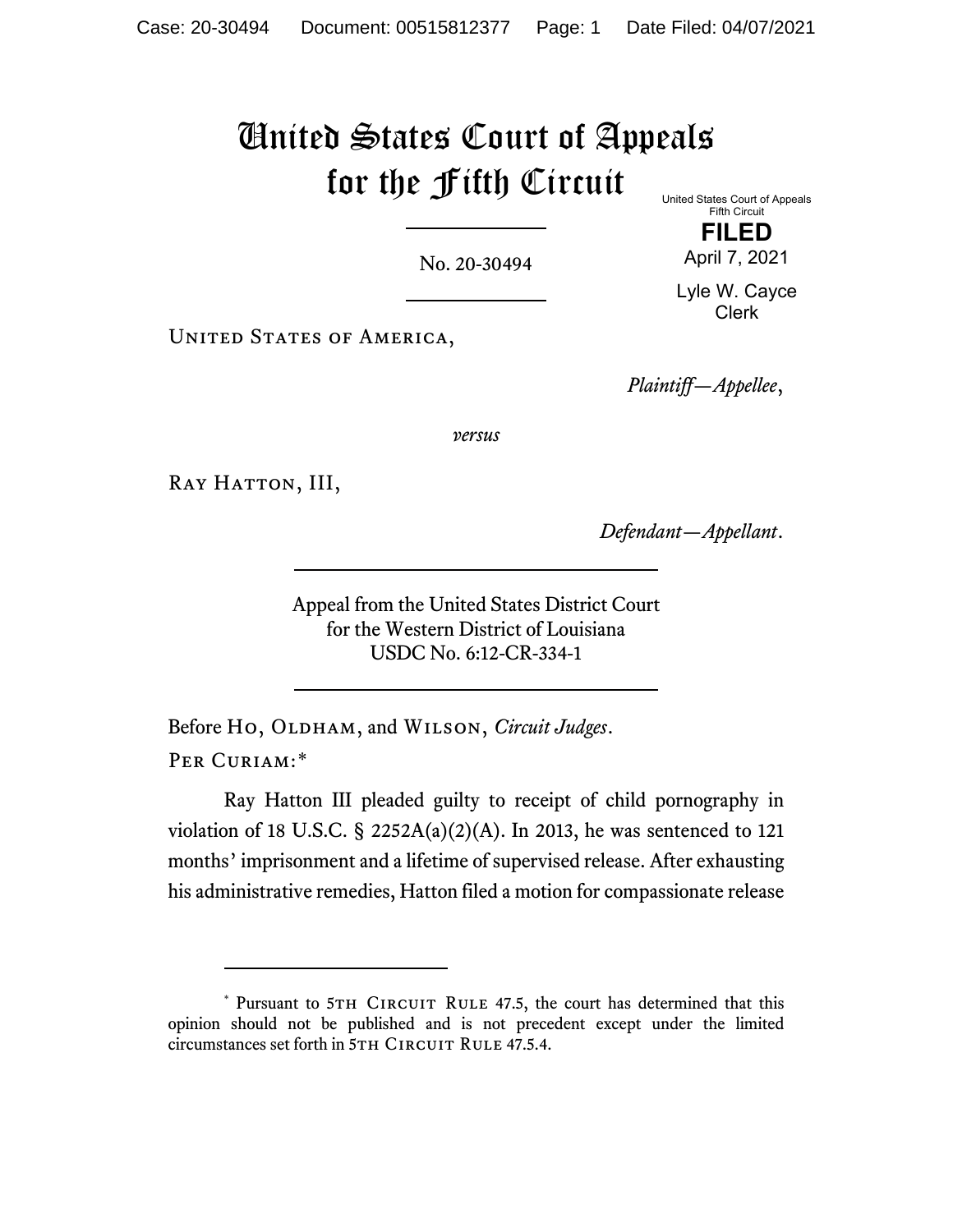# United States Court of Appeals for the Fifth Circuit

United States Court of Appeals
Fifth Circuit

**FILED**

April 7, 2021

Lyle W. Cayce
Clerk

No. 20-30494

United States of America,

*Plaintiff—Appellee*,

*versus*

Ray Hatton, III,

*Defendant—Appellant*.

Appeal from the United States District Court
for the Western District of Louisiana
USDC No. 6:12-CR-334-1

Before Ho, Oldham, and Wilson, *Circuit Judges*.

Per Curiam:*

Ray Hatton III pleaded guilty to receipt of child pornography in violation of 18 U.S.C. § 2252A(a)(2)(A). In 2013, he was sentenced to 121 months' imprisonment and a lifetime of supervised release. After exhausting his administrative remedies, Hatton filed a motion for compassionate release

* Pursuant to 5th Circuit Rule 47.5, the court has determined that this opinion should not be published and is not precedent except under the limited circumstances set forth in 5th Circuit Rule 47.5.4.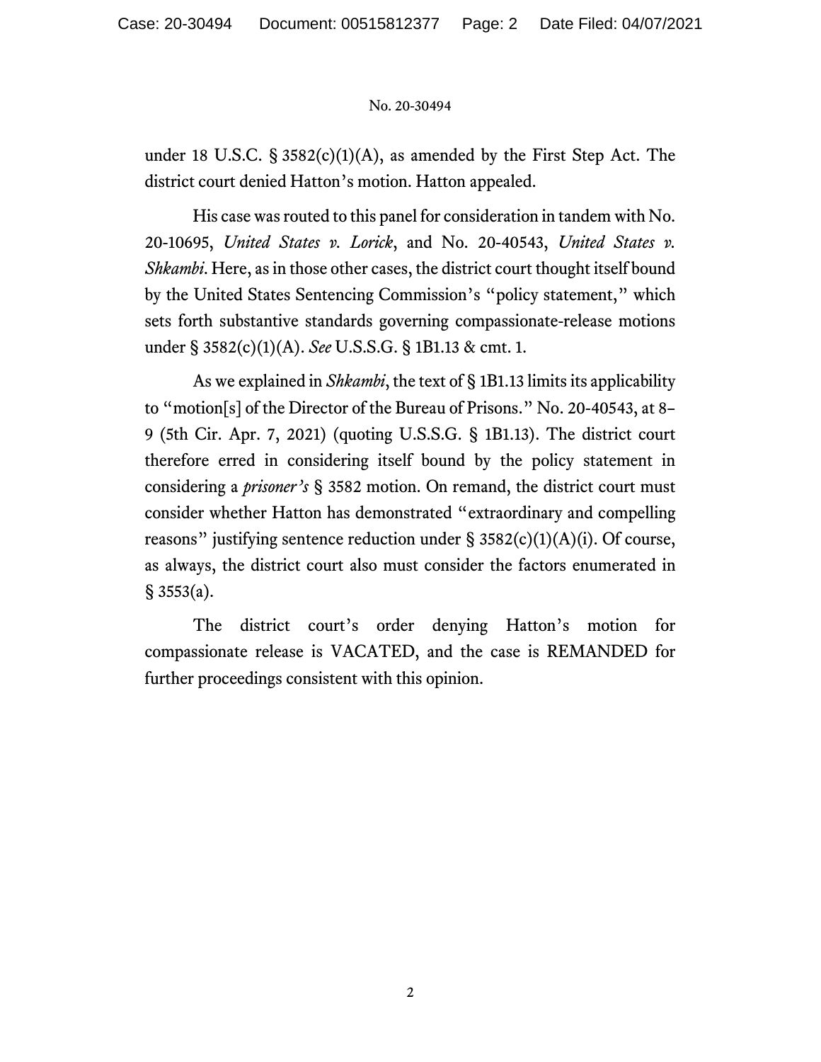under 18 U.S.C. § 3582(c)(1)(A), as amended by the First Step Act. The district court denied Hatton's motion. Hatton appealed.

His case was routed to this panel for consideration in tandem with No. 20-10695, *United States v. Lorick*, and No. 20-40543, *United States v. Shkambi*. Here, as in those other cases, the district court thought itself bound by the United States Sentencing Commission's "policy statement," which sets forth substantive standards governing compassionate-release motions under § 3582(c)(1)(A). *See* U.S.S.G. § 1B1.13 & cmt. 1.

As we explained in *Shkambi*, the text of § 1B1.13 limits its applicability to "motion[s] of the Director of the Bureau of Prisons." No. 20-40543, at 8–9 (5th Cir. Apr. 7, 2021) (quoting U.S.S.G. § 1B1.13). The district court therefore erred in considering itself bound by the policy statement in considering a *prisoner's* § 3582 motion. On remand, the district court must consider whether Hatton has demonstrated "extraordinary and compelling reasons" justifying sentence reduction under § 3582(c)(1)(A)(i). Of course, as always, the district court also must consider the factors enumerated in § 3553(a).

The district court's order denying Hatton's motion for compassionate release is VACATED, and the case is REMANDED for further proceedings consistent with this opinion.